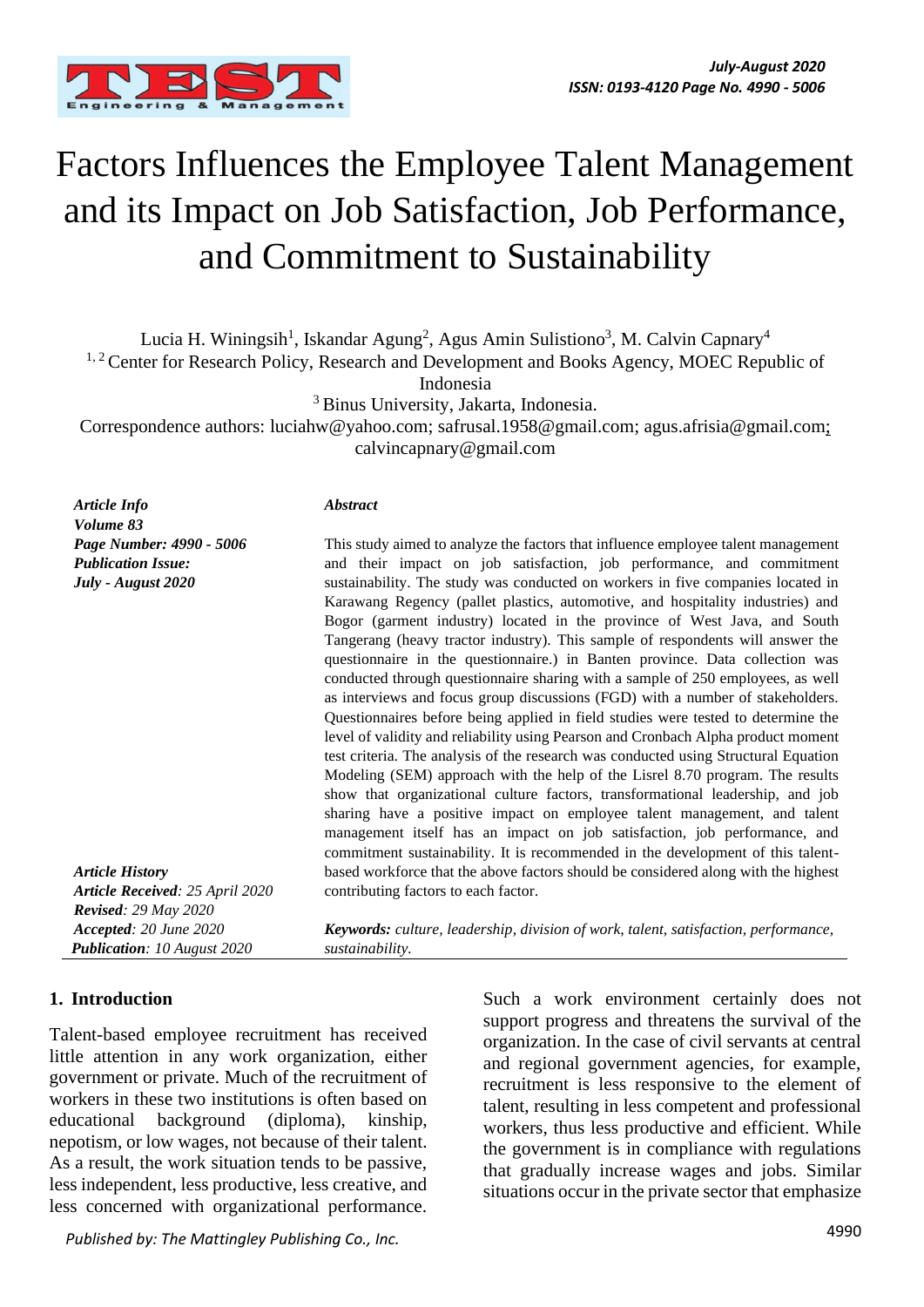# Factors Influences the Employee Talent Management and its Impact on Job Satisfaction, Job Performance, and Commitment to Sustainability

Lucia H. Winingsih[1], Iskandar Agung[2], Agus Amin Sulistiono[3], M. Calvin Capnary[4]

[1, 2] Center for Research Policy, Research and Development and Books Agency, MOEC Republic of Indonesia

[3] Binus University, Jakarta, Indonesia.

Correspondence authors: luciahw@yahoo.com; safrusal.1958@gmail.com; agus.afrisia@gmail.com; calvincapnary@gmail.com

***Article Info***
***Volume 83***
***Page Number: 4990 - 5006***
***Publication Issue:***
***July - August 2020***

***Article History***
***Article Received**: 25 April 2020*
***Revised**: 29 May 2020*
***Accepted**: 20 June 2020*
***Publication**: 10 August 2020*

***Abstract***

This study aimed to analyze the factors that influence employee talent management and their impact on job satisfaction, job performance, and commitment sustainability. The study was conducted on workers in five companies located in Karawang Regency (pallet plastics, automotive, and hospitality industries) and Bogor (garment industry) located in the province of West Java, and South Tangerang (heavy tractor industry). This sample of respondents will answer the questionnaire in the questionnaire.) in Banten province. Data collection was conducted through questionnaire sharing with a sample of 250 employees, as well as interviews and focus group discussions (FGD) with a number of stakeholders. Questionnaires before being applied in field studies were tested to determine the level of validity and reliability using Pearson and Cronbach Alpha product moment test criteria. The analysis of the research was conducted using Structural Equation Modeling (SEM) approach with the help of the Lisrel 8.70 program. The results show that organizational culture factors, transformational leadership, and job sharing have a positive impact on employee talent management, and talent management itself has an impact on job satisfaction, job performance, and commitment sustainability. It is recommended in the development of this talent-based workforce that the above factors should be considered along with the highest contributing factors to each factor.

***Keywords:*** *culture, leadership, division of work, talent, satisfaction, performance, sustainability.*

## 1. Introduction

Talent-based employee recruitment has received little attention in any work organization, either government or private. Much of the recruitment of workers in these two institutions is often based on educational background (diploma), kinship, nepotism, or low wages, not because of their talent. As a result, the work situation tends to be passive, less independent, less productive, less creative, and less concerned with organizational performance. Such a work environment certainly does not support progress and threatens the survival of the organization. In the case of civil servants at central and regional government agencies, for example, recruitment is less responsive to the element of talent, resulting in less competent and professional workers, thus less productive and efficient. While the government is in compliance with regulations that gradually increase wages and jobs. Similar situations occur in the private sector that emphasize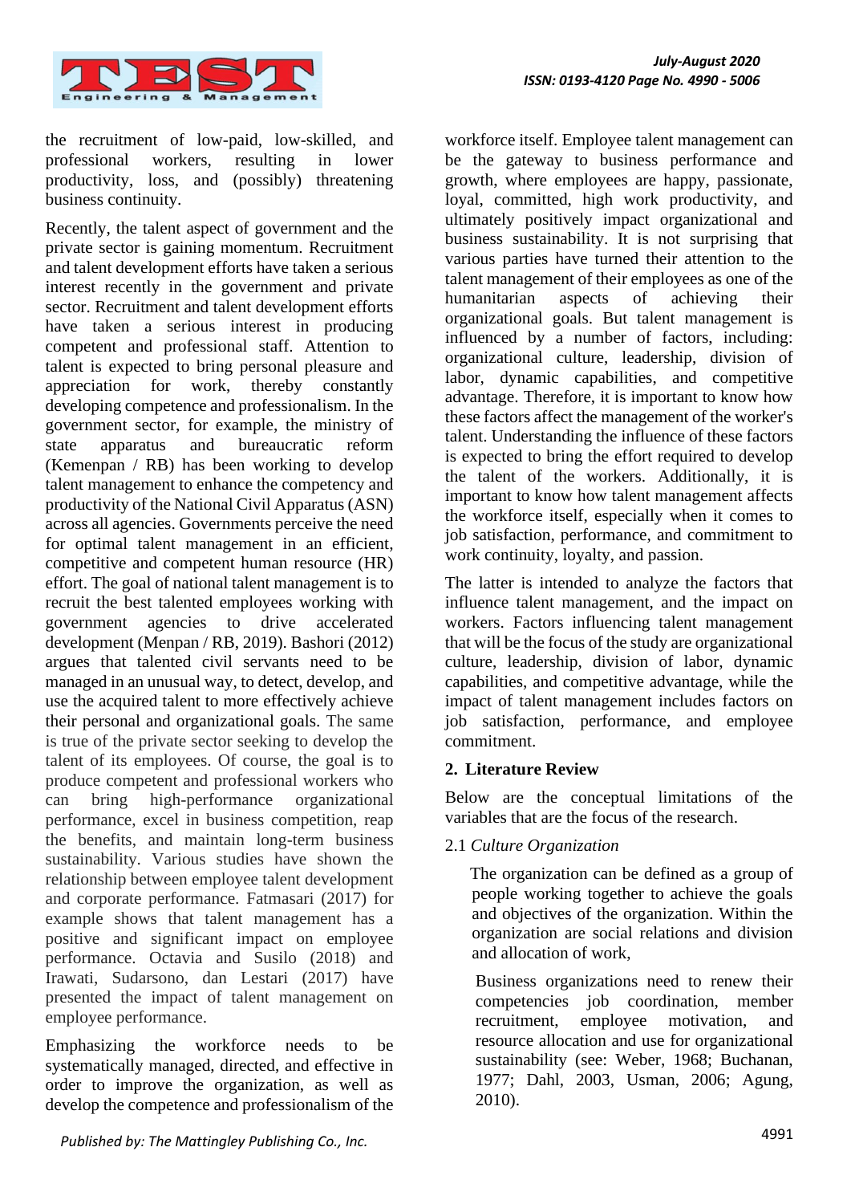the recruitment of low-paid, low-skilled, and professional workers, resulting in lower productivity, loss, and (possibly) threatening business continuity.

Recently, the talent aspect of government and the private sector is gaining momentum. Recruitment and talent development efforts have taken a serious interest recently in the government and private sector. Recruitment and talent development efforts have taken a serious interest in producing competent and professional staff. Attention to talent is expected to bring personal pleasure and appreciation for work, thereby constantly developing competence and professionalism. In the government sector, for example, the ministry of state apparatus and bureaucratic reform (Kemenpan / RB) has been working to develop talent management to enhance the competency and productivity of the National Civil Apparatus (ASN) across all agencies. Governments perceive the need for optimal talent management in an efficient, competitive and competent human resource (HR) effort. The goal of national talent management is to recruit the best talented employees working with government agencies to drive accelerated development (Menpan / RB, 2019). Bashori (2012) argues that talented civil servants need to be managed in an unusual way, to detect, develop, and use the acquired talent to more effectively achieve their personal and organizational goals. The same is true of the private sector seeking to develop the talent of its employees. Of course, the goal is to produce competent and professional workers who can bring high-performance organizational performance, excel in business competition, reap the benefits, and maintain long-term business sustainability. Various studies have shown the relationship between employee talent development and corporate performance. Fatmasari (2017) for example shows that talent management has a positive and significant impact on employee performance. Octavia and Susilo (2018) and Irawati, Sudarsono, dan Lestari (2017) have presented the impact of talent management on employee performance.

Emphasizing the workforce needs to be systematically managed, directed, and effective in order to improve the organization, as well as develop the competence and professionalism of the workforce itself. Employee talent management can be the gateway to business performance and growth, where employees are happy, passionate, loyal, committed, high work productivity, and ultimately positively impact organizational and business sustainability. It is not surprising that various parties have turned their attention to the talent management of their employees as one of the humanitarian aspects of achieving their organizational goals. But talent management is influenced by a number of factors, including: organizational culture, leadership, division of labor, dynamic capabilities, and competitive advantage. Therefore, it is important to know how these factors affect the management of the worker's talent. Understanding the influence of these factors is expected to bring the effort required to develop the talent of the workers. Additionally, it is important to know how talent management affects the workforce itself, especially when it comes to job satisfaction, performance, and commitment to work continuity, loyalty, and passion.

The latter is intended to analyze the factors that influence talent management, and the impact on workers. Factors influencing talent management that will be the focus of the study are organizational culture, leadership, division of labor, dynamic capabilities, and competitive advantage, while the impact of talent management includes factors on job satisfaction, performance, and employee commitment.

## 2. Literature Review

Below are the conceptual limitations of the variables that are the focus of the research.

### 2.1 *Culture Organization*

The organization can be defined as a group of people working together to achieve the goals and objectives of the organization. Within the organization are social relations and division and allocation of work,

Business organizations need to renew their competencies job coordination, member recruitment, employee motivation, and resource allocation and use for organizational sustainability (see: Weber, 1968; Buchanan, 1977; Dahl, 2003, Usman, 2006; Agung, 2010).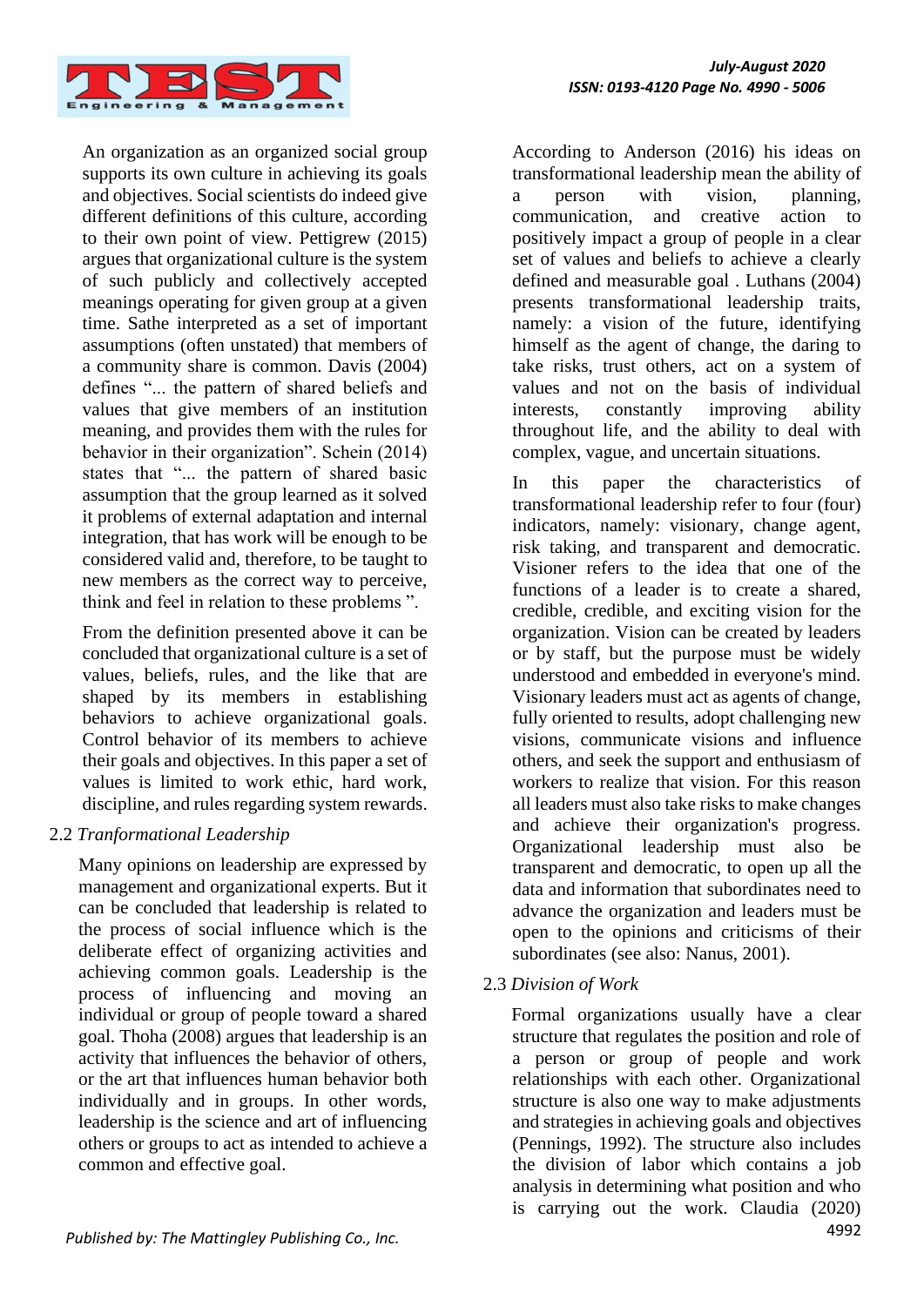An organization as an organized social group supports its own culture in achieving its goals and objectives. Social scientists do indeed give different definitions of this culture, according to their own point of view. Pettigrew (2015) argues that organizational culture is the system of such publicly and collectively accepted meanings operating for given group at a given time. Sathe interpreted as a set of important assumptions (often unstated) that members of a community share is common. Davis (2004) defines "... the pattern of shared beliefs and values that give members of an institution meaning, and provides them with the rules for behavior in their organization". Schein (2014) states that "... the pattern of shared basic assumption that the group learned as it solved it problems of external adaptation and internal integration, that has work will be enough to be considered valid and, therefore, to be taught to new members as the correct way to perceive, think and feel in relation to these problems ".

From the definition presented above it can be concluded that organizational culture is a set of values, beliefs, rules, and the like that are shaped by its members in establishing behaviors to achieve organizational goals. Control behavior of its members to achieve their goals and objectives. In this paper a set of values is limited to work ethic, hard work, discipline, and rules regarding system rewards.

### 2.2 *Tranformational Leadership*

Many opinions on leadership are expressed by management and organizational experts. But it can be concluded that leadership is related to the process of social influence which is the deliberate effect of organizing activities and achieving common goals. Leadership is the process of influencing and moving an individual or group of people toward a shared goal. Thoha (2008) argues that leadership is an activity that influences the behavior of others, or the art that influences human behavior both individually and in groups. In other words, leadership is the science and art of influencing others or groups to act as intended to achieve a common and effective goal.

According to Anderson (2016) his ideas on transformational leadership mean the ability of a person with vision, planning, communication, and creative action to positively impact a group of people in a clear set of values and beliefs to achieve a clearly defined and measurable goal . Luthans (2004) presents transformational leadership traits, namely: a vision of the future, identifying himself as the agent of change, the daring to take risks, trust others, act on a system of values and not on the basis of individual interests, constantly improving ability throughout life, and the ability to deal with complex, vague, and uncertain situations.

In this paper the characteristics of transformational leadership refer to four (four) indicators, namely: visionary, change agent, risk taking, and transparent and democratic. Visioner refers to the idea that one of the functions of a leader is to create a shared, credible, credible, and exciting vision for the organization. Vision can be created by leaders or by staff, but the purpose must be widely understood and embedded in everyone's mind. Visionary leaders must act as agents of change, fully oriented to results, adopt challenging new visions, communicate visions and influence others, and seek the support and enthusiasm of workers to realize that vision. For this reason all leaders must also take risks to make changes and achieve their organization's progress. Organizational leadership must also be transparent and democratic, to open up all the data and information that subordinates need to advance the organization and leaders must be open to the opinions and criticisms of their subordinates (see also: Nanus, 2001).

### 2.3 *Division of Work*

Formal organizations usually have a clear structure that regulates the position and role of a person or group of people and work relationships with each other. Organizational structure is also one way to make adjustments and strategies in achieving goals and objectives (Pennings, 1992). The structure also includes the division of labor which contains a job analysis in determining what position and who is carrying out the work. Claudia (2020)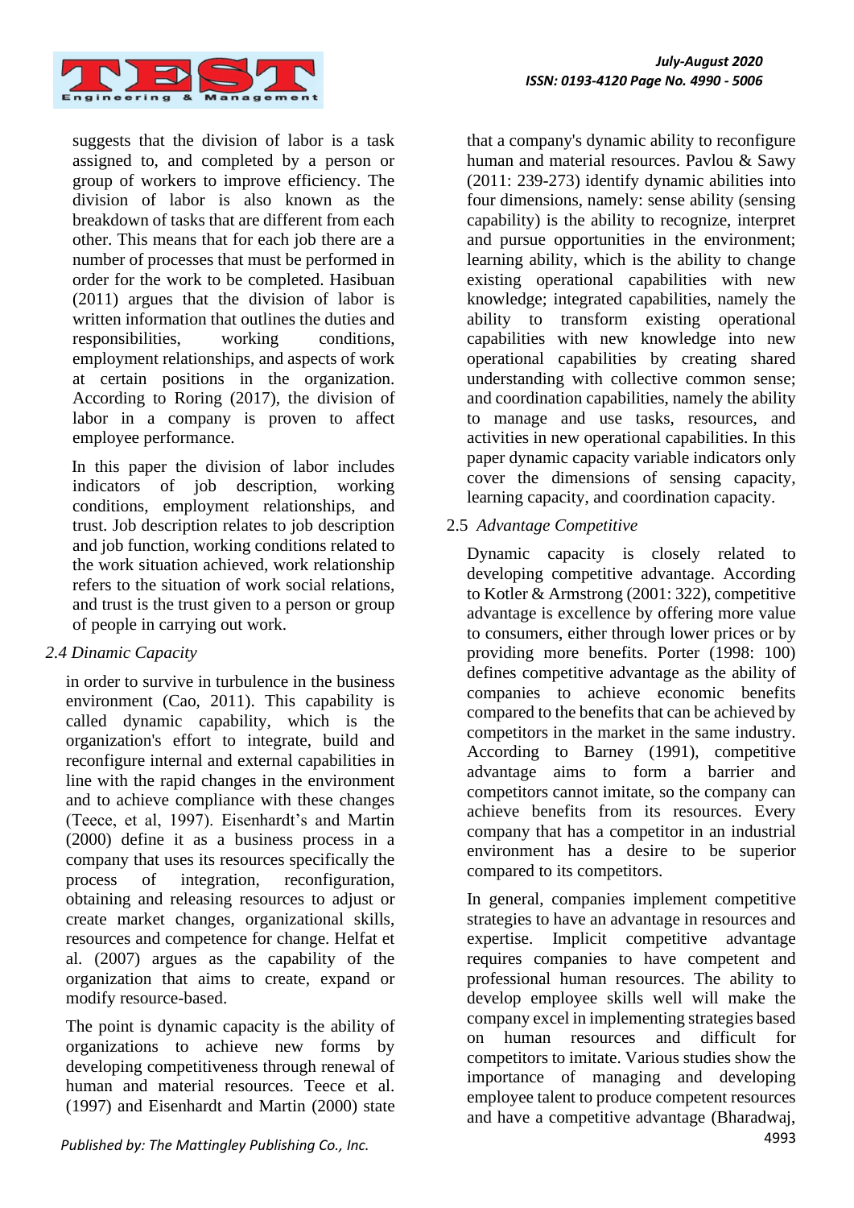suggests that the division of labor is a task assigned to, and completed by a person or group of workers to improve efficiency. The division of labor is also known as the breakdown of tasks that are different from each other. This means that for each job there are a number of processes that must be performed in order for the work to be completed. Hasibuan (2011) argues that the division of labor is written information that outlines the duties and responsibilities, working conditions, employment relationships, and aspects of work at certain positions in the organization. According to Roring (2017), the division of labor in a company is proven to affect employee performance.

In this paper the division of labor includes indicators of job description, working conditions, employment relationships, and trust. Job description relates to job description and job function, working conditions related to the work situation achieved, work relationship refers to the situation of work social relations, and trust is the trust given to a person or group of people in carrying out work.

### *2.4 Dinamic Capacity*

in order to survive in turbulence in the business environment (Cao, 2011). This capability is called dynamic capability, which is the organization's effort to integrate, build and reconfigure internal and external capabilities in line with the rapid changes in the environment and to achieve compliance with these changes (Teece, et al, 1997). Eisenhardt's and Martin (2000) define it as a business process in a company that uses its resources specifically the process of integration, reconfiguration, obtaining and releasing resources to adjust or create market changes, organizational skills, resources and competence for change. Helfat et al. (2007) argues as the capability of the organization that aims to create, expand or modify resource-based.

The point is dynamic capacity is the ability of organizations to achieve new forms by developing competitiveness through renewal of human and material resources. Teece et al. (1997) and Eisenhardt and Martin (2000) state that a company's dynamic ability to reconfigure human and material resources. Pavlou & Sawy (2011: 239-273) identify dynamic abilities into four dimensions, namely: sense ability (sensing capability) is the ability to recognize, interpret and pursue opportunities in the environment; learning ability, which is the ability to change existing operational capabilities with new knowledge; integrated capabilities, namely the ability to transform existing operational capabilities with new knowledge into new operational capabilities by creating shared understanding with collective common sense; and coordination capabilities, namely the ability to manage and use tasks, resources, and activities in new operational capabilities. In this paper dynamic capacity variable indicators only cover the dimensions of sensing capacity, learning capacity, and coordination capacity.

### 2.5 *Advantage Competitive*

Dynamic capacity is closely related to developing competitive advantage. According to Kotler & Armstrong (2001: 322), competitive advantage is excellence by offering more value to consumers, either through lower prices or by providing more benefits. Porter (1998: 100) defines competitive advantage as the ability of companies to achieve economic benefits compared to the benefits that can be achieved by competitors in the market in the same industry. According to Barney (1991), competitive advantage aims to form a barrier and competitors cannot imitate, so the company can achieve benefits from its resources. Every company that has a competitor in an industrial environment has a desire to be superior compared to its competitors.

In general, companies implement competitive strategies to have an advantage in resources and expertise. Implicit competitive advantage requires companies to have competent and professional human resources. The ability to develop employee skills well will make the company excel in implementing strategies based on human resources and difficult for competitors to imitate. Various studies show the importance of managing and developing employee talent to produce competent resources and have a competitive advantage (Bharadwaj,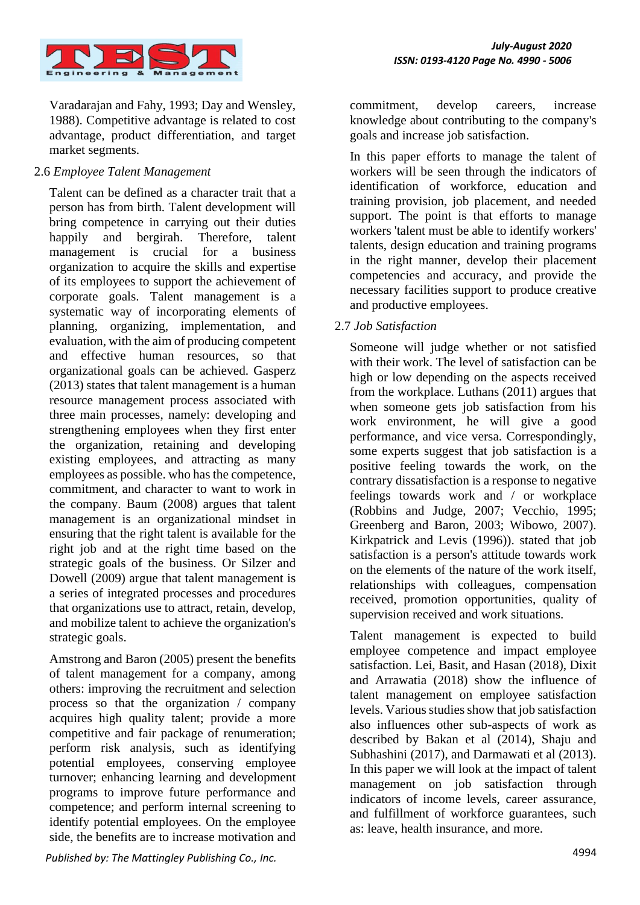Varadarajan and Fahy, 1993; Day and Wensley, 1988). Competitive advantage is related to cost advantage, product differentiation, and target market segments.

### 2.6 *Employee Talent Management*

Talent can be defined as a character trait that a person has from birth. Talent development will bring competence in carrying out their duties happily and bergirah. Therefore, talent management is crucial for a business organization to acquire the skills and expertise of its employees to support the achievement of corporate goals. Talent management is a systematic way of incorporating elements of planning, organizing, implementation, and evaluation, with the aim of producing competent and effective human resources, so that organizational goals can be achieved. Gasperz (2013) states that talent management is a human resource management process associated with three main processes, namely: developing and strengthening employees when they first enter the organization, retaining and developing existing employees, and attracting as many employees as possible. who has the competence, commitment, and character to want to work in the company. Baum (2008) argues that talent management is an organizational mindset in ensuring that the right talent is available for the right job and at the right time based on the strategic goals of the business. Or Silzer and Dowell (2009) argue that talent management is a series of integrated processes and procedures that organizations use to attract, retain, develop, and mobilize talent to achieve the organization's strategic goals.

Amstrong and Baron (2005) present the benefits of talent management for a company, among others: improving the recruitment and selection process so that the organization / company acquires high quality talent; provide a more competitive and fair package of renumeration; perform risk analysis, such as identifying potential employees, conserving employee turnover; enhancing learning and development programs to improve future performance and competence; and perform internal screening to identify potential employees. On the employee side, the benefits are to increase motivation and commitment, develop careers, increase knowledge about contributing to the company's goals and increase job satisfaction.

In this paper efforts to manage the talent of workers will be seen through the indicators of identification of workforce, education and training provision, job placement, and needed support. The point is that efforts to manage workers 'talent must be able to identify workers' talents, design education and training programs in the right manner, develop their placement competencies and accuracy, and provide the necessary facilities support to produce creative and productive employees.

### 2.7 *Job Satisfaction*

Someone will judge whether or not satisfied with their work. The level of satisfaction can be high or low depending on the aspects received from the workplace. Luthans (2011) argues that when someone gets job satisfaction from his work environment, he will give a good performance, and vice versa. Correspondingly, some experts suggest that job satisfaction is a positive feeling towards the work, on the contrary dissatisfaction is a response to negative feelings towards work and / or workplace (Robbins and Judge, 2007; Vecchio, 1995; Greenberg and Baron, 2003; Wibowo, 2007). Kirkpatrick and Levis (1996)). stated that job satisfaction is a person's attitude towards work on the elements of the nature of the work itself, relationships with colleagues, compensation received, promotion opportunities, quality of supervision received and work situations.

Talent management is expected to build employee competence and impact employee satisfaction. Lei, Basit, and Hasan (2018), Dixit and Arrawatia (2018) show the influence of talent management on employee satisfaction levels. Various studies show that job satisfaction also influences other sub-aspects of work as described by Bakan et al (2014), Shaju and Subhashini (2017), and Darmawati et al (2013). In this paper we will look at the impact of talent management on job satisfaction through indicators of income levels, career assurance, and fulfillment of workforce guarantees, such as: leave, health insurance, and more.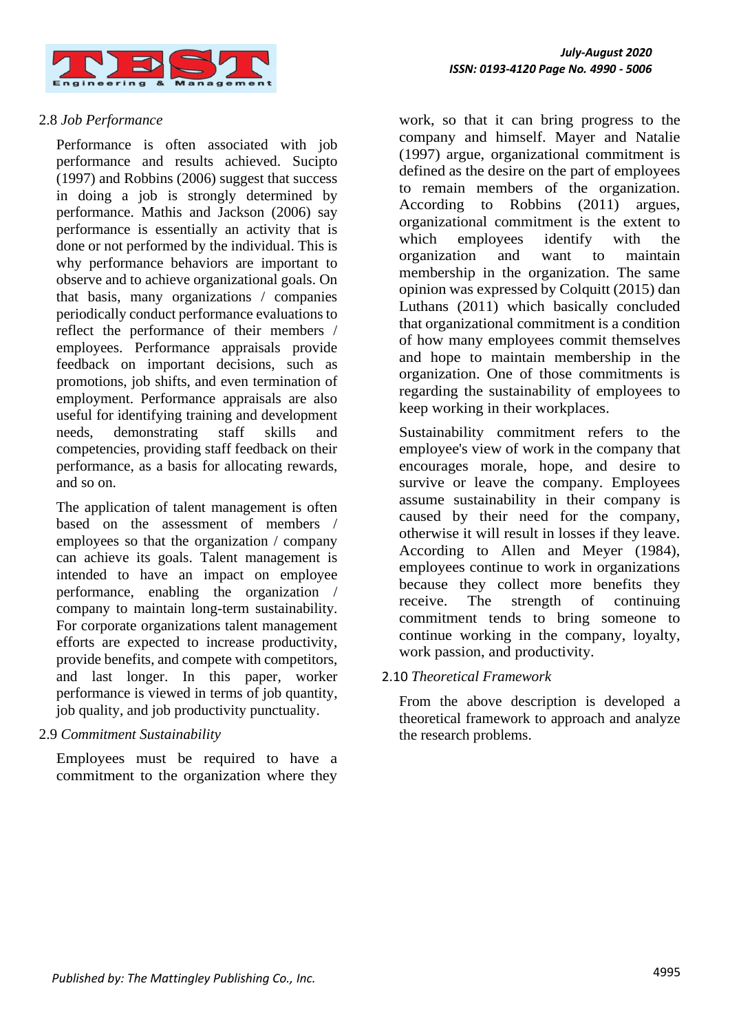### 2.8 *Job Performance*

Performance is often associated with job performance and results achieved. Sucipto (1997) and Robbins (2006) suggest that success in doing a job is strongly determined by performance. Mathis and Jackson (2006) say performance is essentially an activity that is done or not performed by the individual. This is why performance behaviors are important to observe and to achieve organizational goals. On that basis, many organizations / companies periodically conduct performance evaluations to reflect the performance of their members / employees. Performance appraisals provide feedback on important decisions, such as promotions, job shifts, and even termination of employment. Performance appraisals are also useful for identifying training and development needs, demonstrating staff skills and competencies, providing staff feedback on their performance, as a basis for allocating rewards, and so on.

The application of talent management is often based on the assessment of members / employees so that the organization / company can achieve its goals. Talent management is intended to have an impact on employee performance, enabling the organization / company to maintain long-term sustainability. For corporate organizations talent management efforts are expected to increase productivity, provide benefits, and compete with competitors, and last longer. In this paper, worker performance is viewed in terms of job quantity, job quality, and job productivity punctuality.

### 2.9 *Commitment Sustainability*

Employees must be required to have a commitment to the organization where they work, so that it can bring progress to the company and himself. Mayer and Natalie (1997) argue, organizational commitment is defined as the desire on the part of employees to remain members of the organization. According to Robbins (2011) argues, organizational commitment is the extent to which employees identify with the organization and want to maintain membership in the organization. The same opinion was expressed by Colquitt (2015) dan Luthans (2011) which basically concluded that organizational commitment is a condition of how many employees commit themselves and hope to maintain membership in the organization. One of those commitments is regarding the sustainability of employees to keep working in their workplaces.

Sustainability commitment refers to the employee's view of work in the company that encourages morale, hope, and desire to survive or leave the company. Employees assume sustainability in their company is caused by their need for the company, otherwise it will result in losses if they leave. According to Allen and Meyer (1984), employees continue to work in organizations because they collect more benefits they receive. The strength of continuing commitment tends to bring someone to continue working in the company, loyalty, work passion, and productivity.

### 2.10 *Theoretical Framework*

From the above description is developed a theoretical framework to approach and analyze the research problems.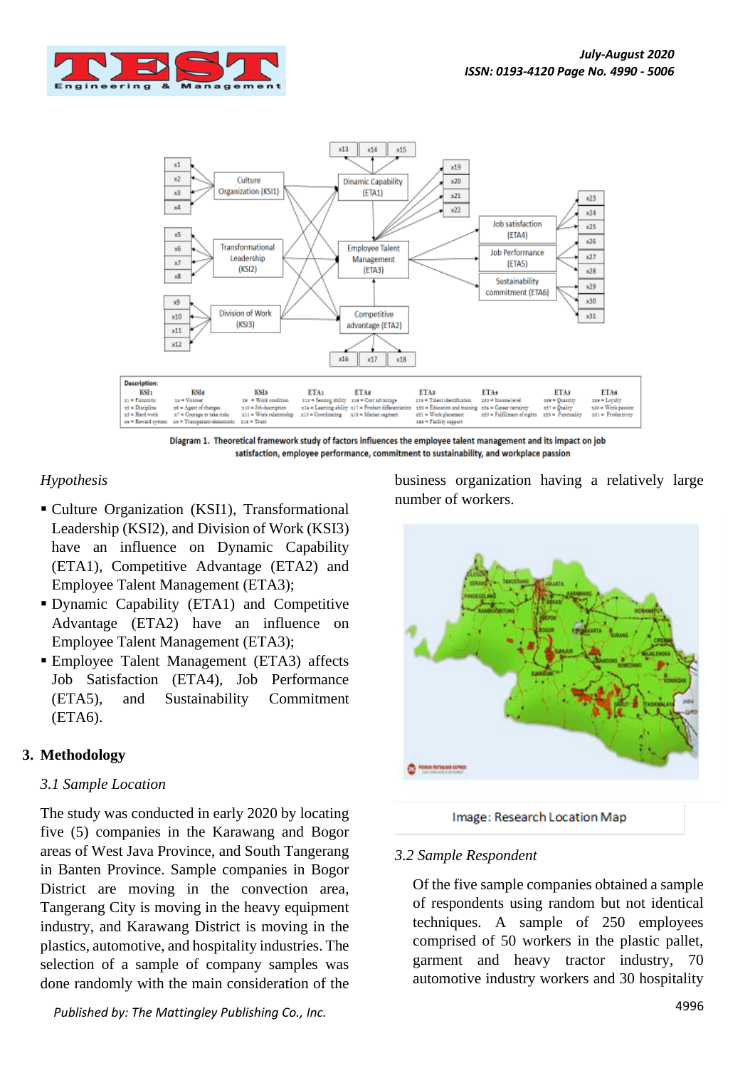Diagram 1. Theoretical framework study of factors influences the employee talent management and its impact on job satisfaction, employee performance, commitment to sustainability, and workplace passion

*Hypothesis*

- Culture Organization (KSI1), Transformational Leadership (KSI2), and Division of Work (KSI3) have an influence on Dynamic Capability (ETA1), Competitive Advantage (ETA2) and Employee Talent Management (ETA3);
- Dynamic Capability (ETA1) and Competitive Advantage (ETA2) have an influence on Employee Talent Management (ETA3);
- Employee Talent Management (ETA3) affects Job Satisfaction (ETA4), Job Performance (ETA5), and Sustainability Commitment (ETA6).

## 3. Methodology

### *3.1 Sample Location*

The study was conducted in early 2020 by locating five (5) companies in the Karawang and Bogor areas of West Java Province, and South Tangerang in Banten Province. Sample companies in Bogor District are moving in the convection area, Tangerang City is moving in the heavy equipment industry, and Karawang District is moving in the plastics, automotive, and hospitality industries. The selection of a sample of company samples was done randomly with the main consideration of the business organization having a relatively large number of workers.

Image: Research Location Map

### *3.2 Sample Respondent*

Of the five sample companies obtained a sample of respondents using random but not identical techniques. A sample of 250 employees comprised of 50 workers in the plastic pallet, garment and heavy tractor industry, 70 automotive industry workers and 30 hospitality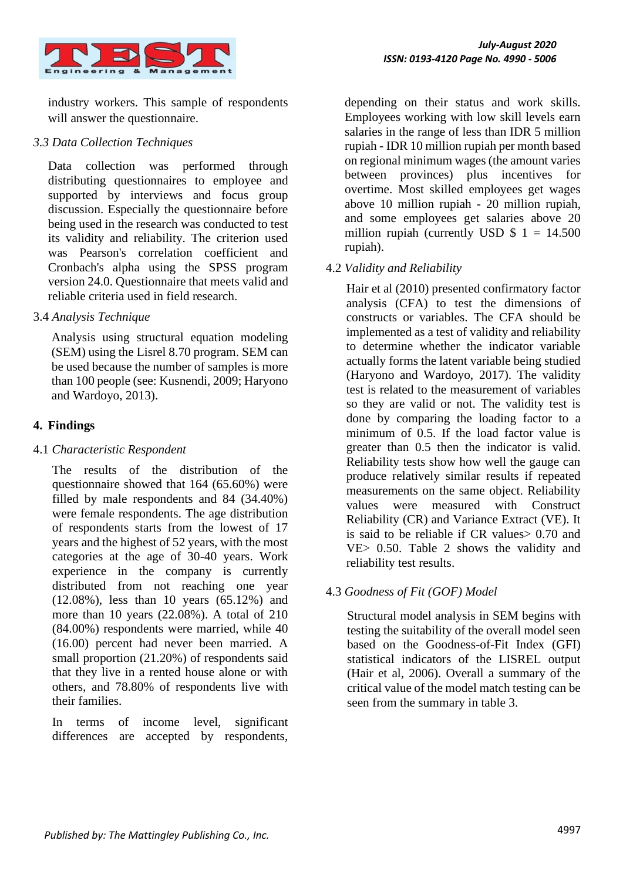industry workers. This sample of respondents will answer the questionnaire.

### *3.3 Data Collection Techniques*

Data collection was performed through distributing questionnaires to employee and supported by interviews and focus group discussion. Especially the questionnaire before being used in the research was conducted to test its validity and reliability. The criterion used was Pearson's correlation coefficient and Cronbach's alpha using the SPSS program version 24.0. Questionnaire that meets valid and reliable criteria used in field research.

### 3.4 *Analysis Technique*

Analysis using structural equation modeling (SEM) using the Lisrel 8.70 program. SEM can be used because the number of samples is more than 100 people (see: Kusnendi, 2009; Haryono and Wardoyo, 2013).

## 4. Findings

### 4.1 *Characteristic Respondent*

The results of the distribution of the questionnaire showed that 164 (65.60%) were filled by male respondents and 84 (34.40%) were female respondents. The age distribution of respondents starts from the lowest of 17 years and the highest of 52 years, with the most categories at the age of 30-40 years. Work experience in the company is currently distributed from not reaching one year (12.08%), less than 10 years (65.12%) and more than 10 years (22.08%). A total of 210 (84.00%) respondents were married, while 40 (16.00) percent had never been married. A small proportion (21.20%) of respondents said that they live in a rented house alone or with others, and 78.80% of respondents live with their families.

In terms of income level, significant differences are accepted by respondents, depending on their status and work skills. Employees working with low skill levels earn salaries in the range of less than IDR 5 million rupiah - IDR 10 million rupiah per month based on regional minimum wages (the amount varies between provinces) plus incentives for overtime. Most skilled employees get wages above 10 million rupiah - 20 million rupiah, and some employees get salaries above 20 million rupiah (currently USD $ 1 = 14.500 rupiah).

### 4.2 *Validity and Reliability*

Hair et al (2010) presented confirmatory factor analysis (CFA) to test the dimensions of constructs or variables. The CFA should be implemented as a test of validity and reliability to determine whether the indicator variable actually forms the latent variable being studied (Haryono and Wardoyo, 2017). The validity test is related to the measurement of variables so they are valid or not. The validity test is done by comparing the loading factor to a minimum of 0.5. If the load factor value is greater than 0.5 then the indicator is valid. Reliability tests show how well the gauge can produce relatively similar results if repeated measurements on the same object. Reliability values were measured with Construct Reliability (CR) and Variance Extract (VE). It is said to be reliable if CR values> 0.70 and VE> 0.50. Table 2 shows the validity and reliability test results.

### 4.3 *Goodness of Fit (GOF) Model*

Structural model analysis in SEM begins with testing the suitability of the overall model seen based on the Goodness-of-Fit Index (GFI) statistical indicators of the LISREL output (Hair et al, 2006). Overall a summary of the critical value of the model match testing can be seen from the summary in table 3.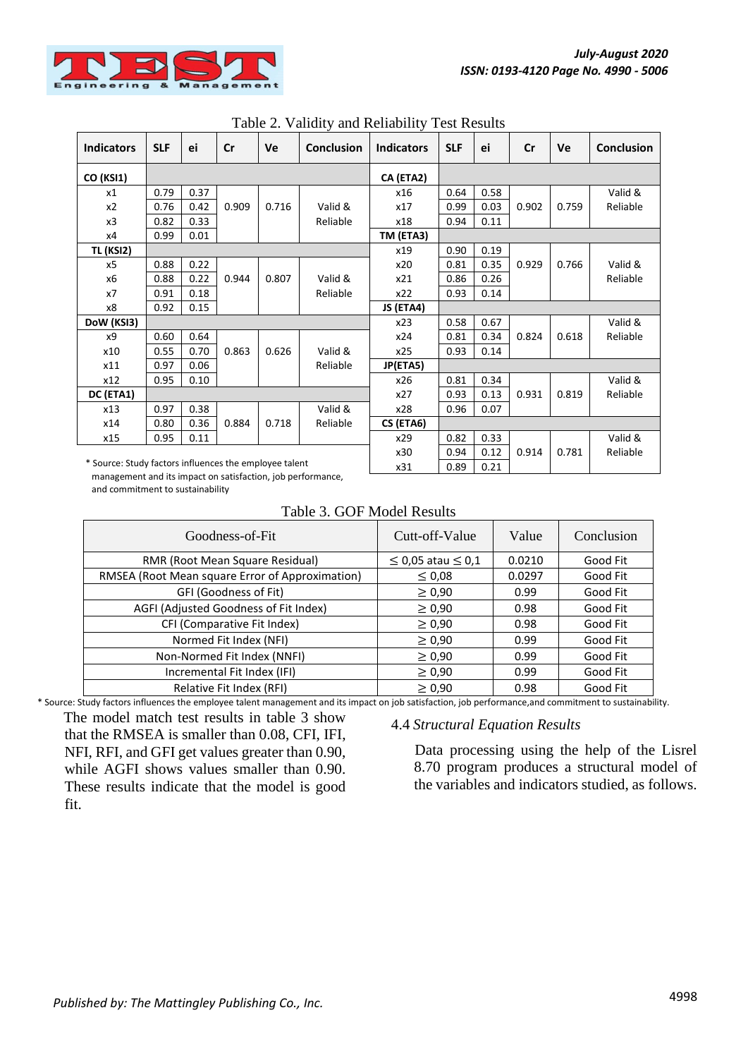Table 2. Validity and Reliability Test Results

| Indicators | SLF | ei | Cr | Ve | Conclusion | Indicators | SLF | ei | Cr | Ve | Conclusion |
|---|---|---|---|---|---|---|---|---|---|---|---|
| **CO (KSI1)** | | | | | | **CA (ETA2)** | | | | | |
| x1 | 0.79 | 0.37 | 0.909 | 0.716 | Valid & Reliable | x16 | 0.64 | 0.58 | 0.902 | 0.759 | Valid & Reliable |
| x2 | 0.76 | 0.42 | | | | x17 | 0.99 | 0.03 | | | |
| x3 | 0.82 | 0.33 | | | | x18 | 0.94 | 0.11 | | | |
| x4 | 0.99 | 0.01 | | | | **TM (ETA3)** | | | | | |
| **TL (KSI2)** | | | | | | x19 | 0.90 | 0.19 | 0.929 | 0.766 | Valid & Reliable |
| x5 | 0.88 | 0.22 | 0.944 | 0.807 | Valid & Reliable | x20 | 0.81 | 0.35 | | | |
| x6 | 0.88 | 0.22 | | | | x21 | 0.86 | 0.26 | | | |
| x7 | 0.91 | 0.18 | | | | x22 | 0.93 | 0.14 | | | |
| x8 | 0.92 | 0.15 | | | | **JS (ETA4)** | | | | | |
| **DoW (KSI3)** | | | | | | x23 | 0.58 | 0.67 | 0.824 | 0.618 | Valid & Reliable |
| x9 | 0.60 | 0.64 | 0.863 | 0.626 | Valid & Reliable | x24 | 0.81 | 0.34 | | | |
| x10 | 0.55 | 0.70 | | | | x25 | 0.93 | 0.14 | | | |
| x11 | 0.97 | 0.06 | | | | **JP(ETA5)** | | | | | |
| x12 | 0.95 | 0.10 | | | | x26 | 0.81 | 0.34 | 0.931 | 0.819 | Valid & Reliable |
| **DC (ETA1)** | | | | | | x27 | 0.93 | 0.13 | | | |
| x13 | 0.97 | 0.38 | 0.884 | 0.718 | Valid & Reliable | x28 | 0.96 | 0.07 | | | |
| x14 | 0.80 | 0.36 | | | | **CS (ETA6)** | | | | | |
| x15 | 0.95 | 0.11 | | | | x29 | 0.82 | 0.33 | 0.914 | 0.781 | Valid & Reliable |
| | | | | | | x30 | 0.94 | 0.12 | | | |
| | | | | | | x31 | 0.89 | 0.21 | | | |

\* Source: Study factors influences the employee talent management and its impact on satisfaction, job performance, and commitment to sustainability

Table 3. GOF Model Results

| Goodness-of-Fit | Cutt-off-Value | Value | Conclusion |
|---|---|---|---|
| RMR (Root Mean Square Residual) | ≤ 0,05 atau ≤ 0,1 | 0.0210 | Good Fit |
| RMSEA (Root Mean square Error of Approximation) | ≤ 0,08 | 0.0297 | Good Fit |
| GFI (Goodness of Fit) | ≥ 0,90 | 0.99 | Good Fit |
| AGFI (Adjusted Goodness of Fit Index) | ≥ 0,90 | 0.98 | Good Fit |
| CFI (Comparative Fit Index) | ≥ 0,90 | 0.98 | Good Fit |
| Normed Fit Index (NFI) | ≥ 0,90 | 0.99 | Good Fit |
| Non-Normed Fit Index (NNFI) | ≥ 0,90 | 0.99 | Good Fit |
| Incremental Fit Index (IFI) | ≥ 0,90 | 0.99 | Good Fit |
| Relative Fit Index (RFI) | ≥ 0,90 | 0.98 | Good Fit |

\* Source: Study factors influences the employee talent management and its impact on job satisfaction, job performance,and commitment to sustainability.

The model match test results in table 3 show that the RMSEA is smaller than 0.08, CFI, IFI, NFI, RFI, and GFI get values greater than 0.90, while AGFI shows values smaller than 0.90. These results indicate that the model is good fit.

### 4.4 *Structural Equation Results*

Data processing using the help of the Lisrel 8.70 program produces a structural model of the variables and indicators studied, as follows.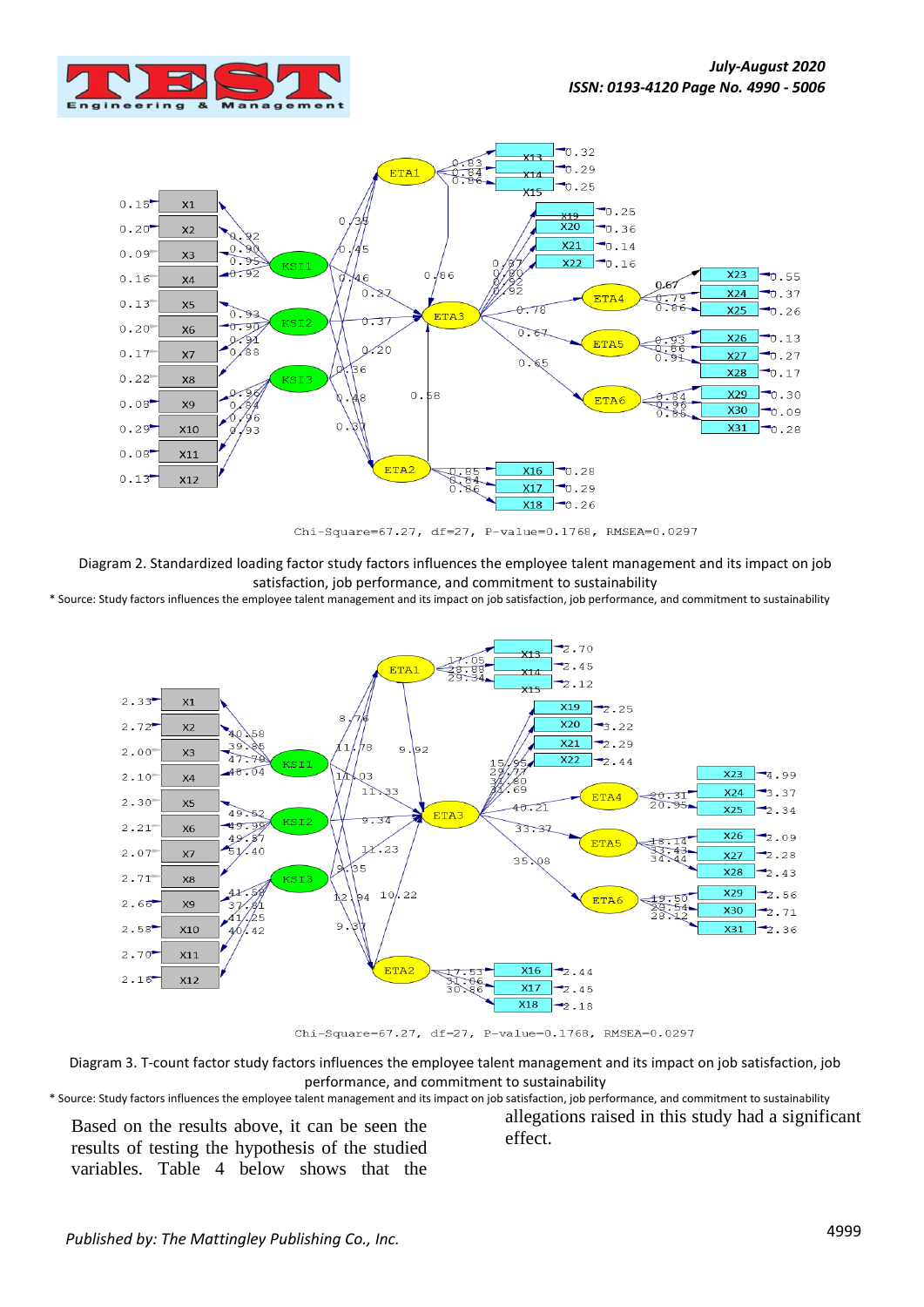Chi-Square=67.27, df=27, P-value=0.1768, RMSEA=0.0297

Diagram 2. Standardized loading factor study factors influences the employee talent management and its impact on job satisfaction, job performance, and commitment to sustainability

\* Source: Study factors influences the employee talent management and its impact on job satisfaction, job performance, and commitment to sustainability

Chi-Square=67.27, df=27, P-value=0.1768, RMSEA=0.0297

Diagram 3. T-count factor study factors influences the employee talent management and its impact on job satisfaction, job performance, and commitment to sustainability

\* Source: Study factors influences the employee talent management and its impact on job satisfaction, job performance, and commitment to sustainability

Based on the results above, it can be seen the results of testing the hypothesis of the studied variables. Table 4 below shows that the allegations raised in this study had a significant effect.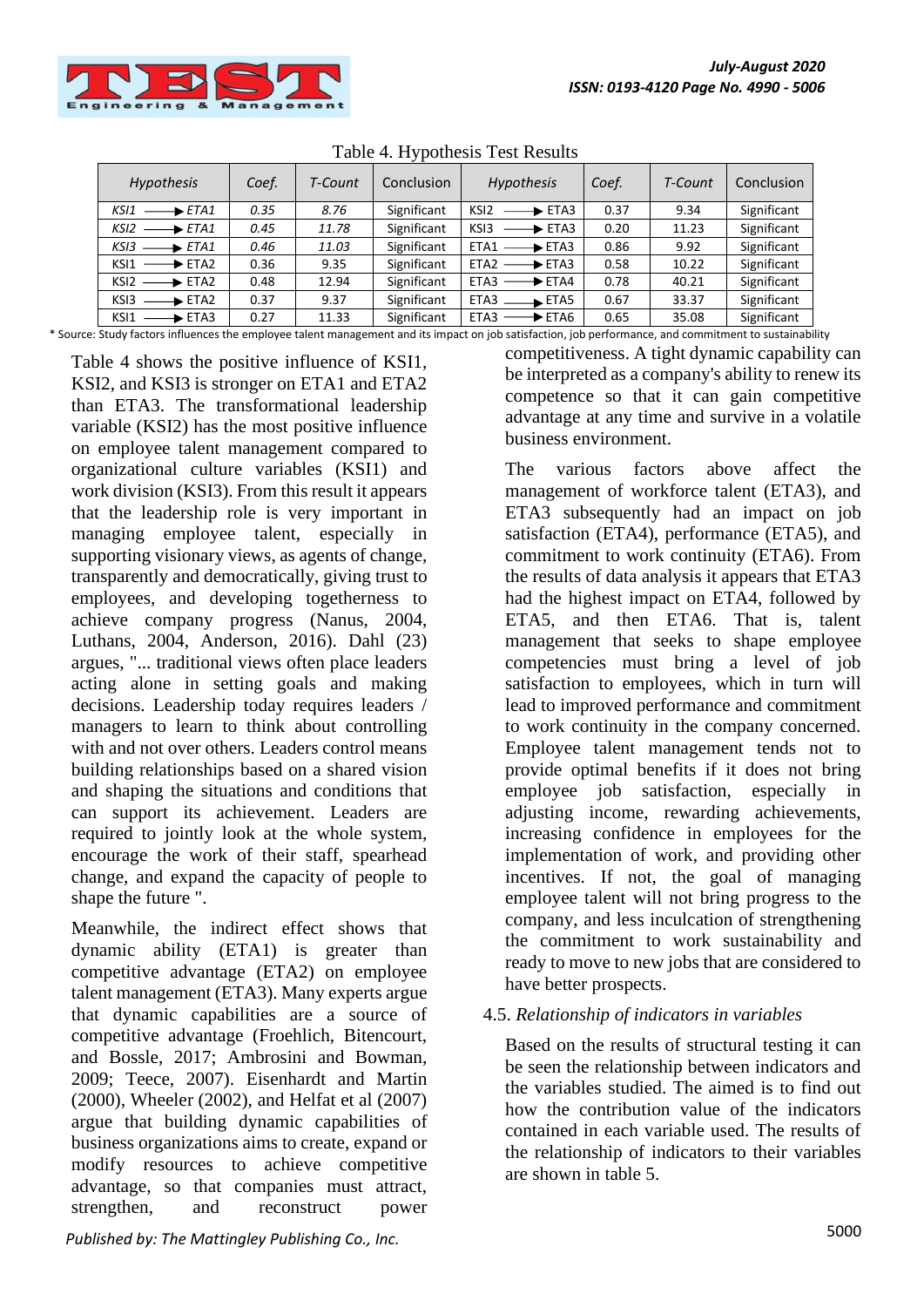Table 4. Hypothesis Test Results

| *Hypothesis* | *Coef.* | *T-Count* | Conclusion | *Hypothesis* | *Coef.* | *T-Count* | Conclusion |
|---|---|---|---|---|---|---|---|
| *KSI1 → ETA1* | *0.35* | *8.76* | Significant | KSI2 → ETA3 | 0.37 | 9.34 | Significant |
| *KSI2 → ETA1* | *0.45* | *11.78* | Significant | KSI3 → ETA3 | 0.20 | 11.23 | Significant |
| *KSI3 → ETA1* | *0.46* | *11.03* | Significant | ETA1 → ETA3 | 0.86 | 9.92 | Significant |
| KSI1 → ETA2 | 0.36 | 9.35 | Significant | ETA2 → ETA3 | 0.58 | 10.22 | Significant |
| KSI2 → ETA2 | 0.48 | 12.94 | Significant | ETA3 → ETA4 | 0.78 | 40.21 | Significant |
| KSI3 → ETA2 | 0.37 | 9.37 | Significant | ETA3 → ETA5 | 0.67 | 33.37 | Significant |
| KSI1 → ETA3 | 0.27 | 11.33 | Significant | ETA3 → ETA6 | 0.65 | 35.08 | Significant |

* Source: Study factors influences the employee talent management and its impact on job satisfaction, job performance, and commitment to sustainability

Table 4 shows the positive influence of KSI1, KSI2, and KSI3 is stronger on ETA1 and ETA2 than ETA3. The transformational leadership variable (KSI2) has the most positive influence on employee talent management compared to organizational culture variables (KSI1) and work division (KSI3). From this result it appears that the leadership role is very important in managing employee talent, especially in supporting visionary views, as agents of change, transparently and democratically, giving trust to employees, and developing togetherness to achieve company progress (Nanus, 2004, Luthans, 2004, Anderson, 2016). Dahl (23) argues, "... traditional views often place leaders acting alone in setting goals and making decisions. Leadership today requires leaders / managers to learn to think about controlling with and not over others. Leaders control means building relationships based on a shared vision and shaping the situations and conditions that can support its achievement. Leaders are required to jointly look at the whole system, encourage the work of their staff, spearhead change, and expand the capacity of people to shape the future ".

Meanwhile, the indirect effect shows that dynamic ability (ETA1) is greater than competitive advantage (ETA2) on employee talent management (ETA3). Many experts argue that dynamic capabilities are a source of competitive advantage (Froehlich, Bitencourt, and Bossle, 2017; Ambrosini and Bowman, 2009; Teece, 2007). Eisenhardt and Martin (2000), Wheeler (2002), and Helfat et al (2007) argue that building dynamic capabilities of business organizations aims to create, expand or modify resources to achieve competitive advantage, so that companies must attract, strengthen, and reconstruct power competitiveness. A tight dynamic capability can be interpreted as a company's ability to renew its competence so that it can gain competitive advantage at any time and survive in a volatile business environment.

The various factors above affect the management of workforce talent (ETA3), and ETA3 subsequently had an impact on job satisfaction (ETA4), performance (ETA5), and commitment to work continuity (ETA6). From the results of data analysis it appears that ETA3 had the highest impact on ETA4, followed by ETA5, and then ETA6. That is, talent management that seeks to shape employee competencies must bring a level of job satisfaction to employees, which in turn will lead to improved performance and commitment to work continuity in the company concerned. Employee talent management tends not to provide optimal benefits if it does not bring employee job satisfaction, especially in adjusting income, rewarding achievements, increasing confidence in employees for the implementation of work, and providing other incentives. If not, the goal of managing employee talent will not bring progress to the company, and less inculcation of strengthening the commitment to work sustainability and ready to move to new jobs that are considered to have better prospects.

### 4.5. *Relationship of indicators in variables*

Based on the results of structural testing it can be seen the relationship between indicators and the variables studied. The aimed is to find out how the contribution value of the indicators contained in each variable used. The results of the relationship of indicators to their variables are shown in table 5.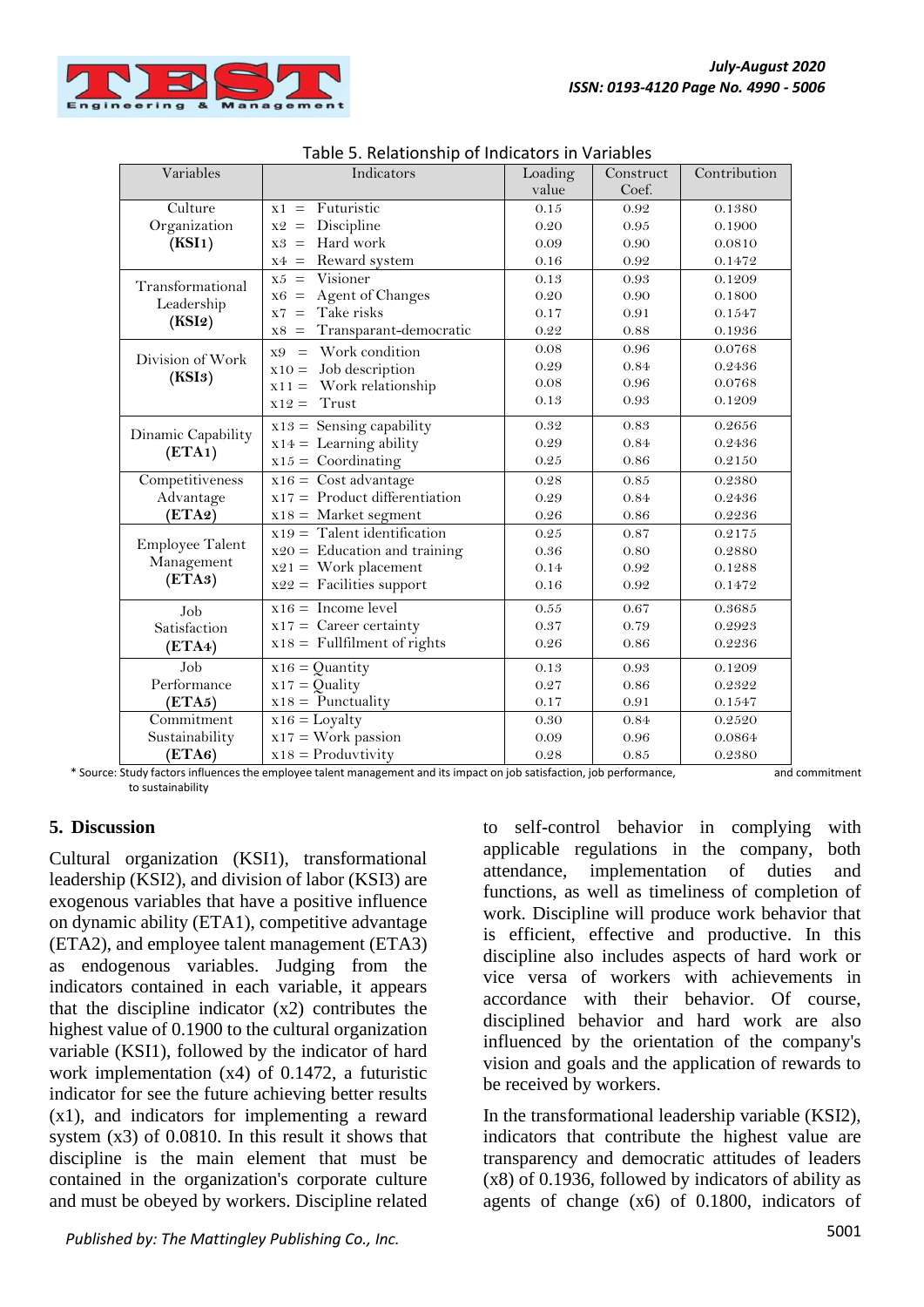Table 5. Relationship of Indicators in Variables

| Variables | Indicators | Loading value | Construct Coef. | Contribution |
|---|---|---|---|---|
| Culture Organization (KSI1) | x1 = Futuristic | 0.15 | 0.92 | 0.1380 |
| | x2 = Discipline | 0.20 | 0.95 | 0.1900 |
| | x3 = Hard work | 0.09 | 0.90 | 0.0810 |
| | x4 = Reward system | 0.16 | 0.92 | 0.1472 |
| Transformational Leadership (KSI2) | x5 = Visioner | 0.13 | 0.93 | 0.1209 |
| | x6 = Agent of Changes | 0.20 | 0.90 | 0.1800 |
| | x7 = Take risks | 0.17 | 0.91 | 0.1547 |
| | x8 = Transparant-democratic | 0.22 | 0.88 | 0.1936 |
| Division of Work (KSI3) | x9 = Work condition | 0.08 | 0.96 | 0.0768 |
| | x10 = Job description | 0.29 | 0.84 | 0.2436 |
| | x11 = Work relationship | 0.08 | 0.96 | 0.0768 |
| | x12 = Trust | 0.13 | 0.93 | 0.1209 |
| Dinamic Capability (ETA1) | x13 = Sensing capability | 0.32 | 0.83 | 0.2656 |
| | x14 = Learning ability | 0.29 | 0.84 | 0.2436 |
| | x15 = Coordinating | 0.25 | 0.86 | 0.2150 |
| Competitiveness Advantage (ETA2) | x16 = Cost advantage | 0.28 | 0.85 | 0.2380 |
| | x17 = Product differentiation | 0.29 | 0.84 | 0.2436 |
| | x18 = Market segment | 0.26 | 0.86 | 0.2236 |
| Employee Talent Management (ETA3) | x19 = Talent identification | 0.25 | 0.87 | 0.2175 |
| | x20 = Education and training | 0.36 | 0.80 | 0.2880 |
| | x21 = Work placement | 0.14 | 0.92 | 0.1288 |
| | x22 = Facilities support | 0.16 | 0.92 | 0.1472 |
| Job Satisfaction (ETA4) | x16 = Income level | 0.55 | 0.67 | 0.3685 |
| | x17 = Career certainty | 0.37 | 0.79 | 0.2923 |
| | x18 = Fullfilment of rights | 0.26 | 0.86 | 0.2236 |
| Job Performance (ETA5) | x16 = Quantity | 0.13 | 0.93 | 0.1209 |
| | x17 = Quality | 0.27 | 0.86 | 0.2322 |
| | x18 = Punctuality | 0.17 | 0.91 | 0.1547 |
| Commitment Sustainability (ETA6) | x16 = Loyalty | 0.30 | 0.84 | 0.2520 |
| | x17 = Work passion | 0.09 | 0.96 | 0.0864 |
| | x18 = Produvtivity | 0.28 | 0.85 | 0.2380 |

\* Source: Study factors influences the employee talent management and its impact on job satisfaction, job performance, and commitment to sustainability

## 5. Discussion

Cultural organization (KSI1), transformational leadership (KSI2), and division of labor (KSI3) are exogenous variables that have a positive influence on dynamic ability (ETA1), competitive advantage (ETA2), and employee talent management (ETA3) as endogenous variables. Judging from the indicators contained in each variable, it appears that the discipline indicator (x2) contributes the highest value of 0.1900 to the cultural organization variable (KSI1), followed by the indicator of hard work implementation (x4) of 0.1472, a futuristic indicator for see the future achieving better results (x1), and indicators for implementing a reward system (x3) of 0.0810. In this result it shows that discipline is the main element that must be contained in the organization's corporate culture and must be obeyed by workers. Discipline related to self-control behavior in complying with applicable regulations in the company, both attendance, implementation of duties and functions, as well as timeliness of completion of work. Discipline will produce work behavior that is efficient, effective and productive. In this discipline also includes aspects of hard work or vice versa of workers with achievements in accordance with their behavior. Of course, disciplined behavior and hard work are also influenced by the orientation of the company's vision and goals and the application of rewards to be received by workers.

In the transformational leadership variable (KSI2), indicators that contribute the highest value are transparency and democratic attitudes of leaders (x8) of 0.1936, followed by indicators of ability as agents of change (x6) of 0.1800, indicators of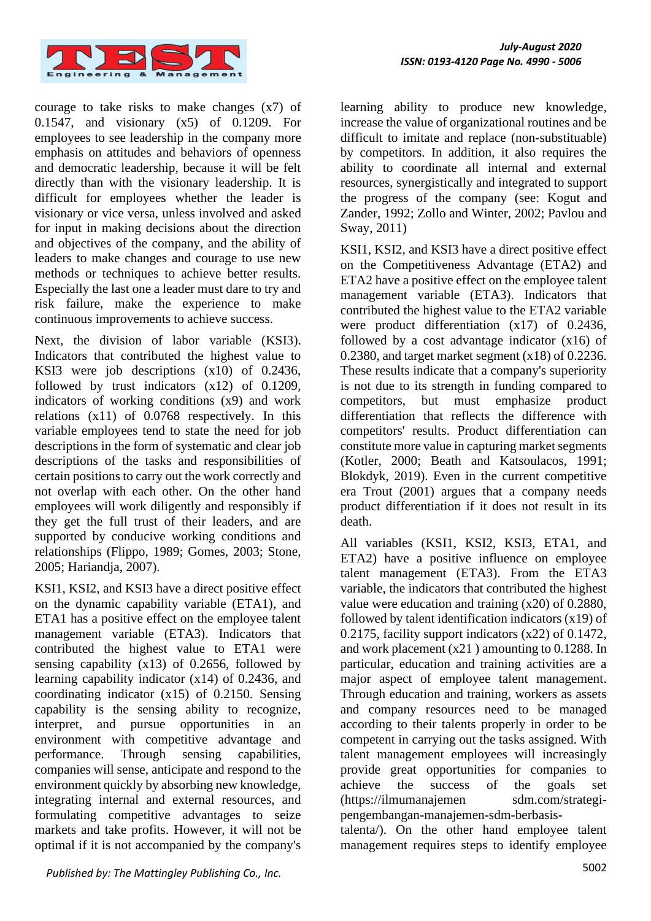courage to take risks to make changes (x7) of 0.1547, and visionary (x5) of 0.1209. For employees to see leadership in the company more emphasis on attitudes and behaviors of openness and democratic leadership, because it will be felt directly than with the visionary leadership. It is difficult for employees whether the leader is visionary or vice versa, unless involved and asked for input in making decisions about the direction and objectives of the company, and the ability of leaders to make changes and courage to use new methods or techniques to achieve better results. Especially the last one a leader must dare to try and risk failure, make the experience to make continuous improvements to achieve success.

Next, the division of labor variable (KSI3). Indicators that contributed the highest value to KSI3 were job descriptions (x10) of 0.2436, followed by trust indicators (x12) of 0.1209, indicators of working conditions (x9) and work relations (x11) of 0.0768 respectively. In this variable employees tend to state the need for job descriptions in the form of systematic and clear job descriptions of the tasks and responsibilities of certain positions to carry out the work correctly and not overlap with each other. On the other hand employees will work diligently and responsibly if they get the full trust of their leaders, and are supported by conducive working conditions and relationships (Flippo, 1989; Gomes, 2003; Stone, 2005; Hariandja, 2007).

KSI1, KSI2, and KSI3 have a direct positive effect on the dynamic capability variable (ETA1), and ETA1 has a positive effect on the employee talent management variable (ETA3). Indicators that contributed the highest value to ETA1 were sensing capability (x13) of 0.2656, followed by learning capability indicator (x14) of 0.2436, and coordinating indicator (x15) of 0.2150. Sensing capability is the sensing ability to recognize, interpret, and pursue opportunities in an environment with competitive advantage and performance. Through sensing capabilities, companies will sense, anticipate and respond to the environment quickly by absorbing new knowledge, integrating internal and external resources, and formulating competitive advantages to seize markets and take profits. However, it will not be optimal if it is not accompanied by the company's learning ability to produce new knowledge, increase the value of organizational routines and be difficult to imitate and replace (non-substituable) by competitors. In addition, it also requires the ability to coordinate all internal and external resources, synergistically and integrated to support the progress of the company (see: Kogut and Zander, 1992; Zollo and Winter, 2002; Pavlou and Sway, 2011)

KSI1, KSI2, and KSI3 have a direct positive effect on the Competitiveness Advantage (ETA2) and ETA2 have a positive effect on the employee talent management variable (ETA3). Indicators that contributed the highest value to the ETA2 variable were product differentiation (x17) of 0.2436, followed by a cost advantage indicator (x16) of 0.2380, and target market segment (x18) of 0.2236. These results indicate that a company's superiority is not due to its strength in funding compared to competitors, but must emphasize product differentiation that reflects the difference with competitors' results. Product differentiation can constitute more value in capturing market segments (Kotler, 2000; Beath and Katsoulacos, 1991; Blokdyk, 2019). Even in the current competitive era Trout (2001) argues that a company needs product differentiation if it does not result in its death.

All variables (KSI1, KSI2, KSI3, ETA1, and ETA2) have a positive influence on employee talent management (ETA3). From the ETA3 variable, the indicators that contributed the highest value were education and training (x20) of 0.2880, followed by talent identification indicators (x19) of 0.2175, facility support indicators (x22) of 0.1472, and work placement (x21 ) amounting to 0.1288. In particular, education and training activities are a major aspect of employee talent management. Through education and training, workers as assets and company resources need to be managed according to their talents properly in order to be competent in carrying out the tasks assigned. With talent management employees will increasingly provide great opportunities for companies to achieve the success of the goals set (https://ilmumanajemen sdm.com/strategi-pengembangan-manajemen-sdm-berbasis-talenta/). On the other hand employee talent management requires steps to identify employee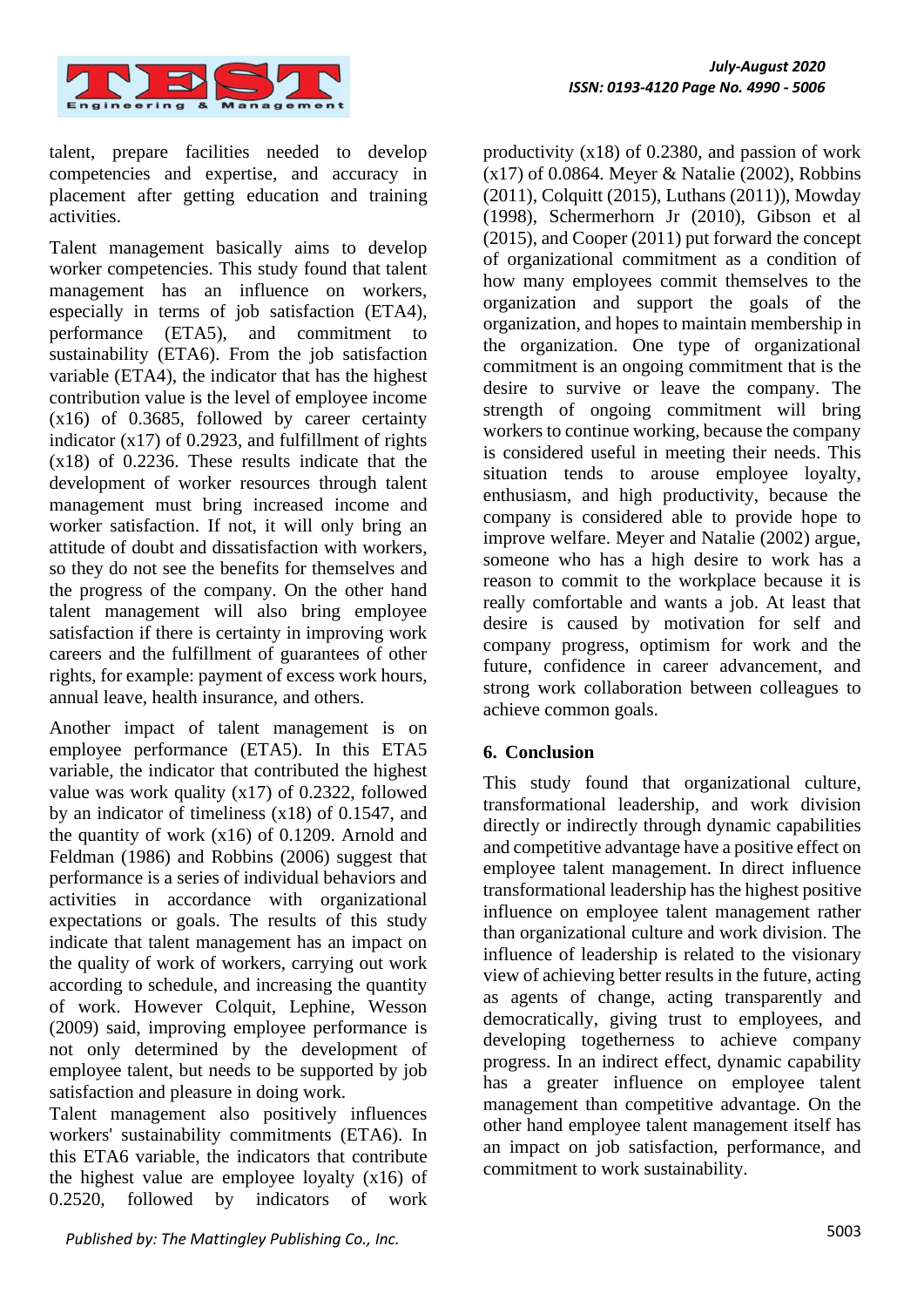talent, prepare facilities needed to develop competencies and expertise, and accuracy in placement after getting education and training activities.

Talent management basically aims to develop worker competencies. This study found that talent management has an influence on workers, especially in terms of job satisfaction (ETA4), performance (ETA5), and commitment to sustainability (ETA6). From the job satisfaction variable (ETA4), the indicator that has the highest contribution value is the level of employee income (x16) of 0.3685, followed by career certainty indicator (x17) of 0.2923, and fulfillment of rights (x18) of 0.2236. These results indicate that the development of worker resources through talent management must bring increased income and worker satisfaction. If not, it will only bring an attitude of doubt and dissatisfaction with workers, so they do not see the benefits for themselves and the progress of the company. On the other hand talent management will also bring employee satisfaction if there is certainty in improving work careers and the fulfillment of guarantees of other rights, for example: payment of excess work hours, annual leave, health insurance, and others.

Another impact of talent management is on employee performance (ETA5). In this ETA5 variable, the indicator that contributed the highest value was work quality (x17) of 0.2322, followed by an indicator of timeliness (x18) of 0.1547, and the quantity of work (x16) of 0.1209. Arnold and Feldman (1986) and Robbins (2006) suggest that performance is a series of individual behaviors and activities in accordance with organizational expectations or goals. The results of this study indicate that talent management has an impact on the quality of work of workers, carrying out work according to schedule, and increasing the quantity of work. However Colquit, Lephine, Wesson (2009) said, improving employee performance is not only determined by the development of employee talent, but needs to be supported by job satisfaction and pleasure in doing work.

Talent management also positively influences workers' sustainability commitments (ETA6). In this ETA6 variable, the indicators that contribute the highest value are employee loyalty (x16) of 0.2520, followed by indicators of work productivity (x18) of 0.2380, and passion of work (x17) of 0.0864. Meyer & Natalie (2002), Robbins (2011), Colquitt (2015), Luthans (2011)), Mowday (1998), Schermerhorn Jr (2010), Gibson et al (2015), and Cooper (2011) put forward the concept of organizational commitment as a condition of how many employees commit themselves to the organization and support the goals of the organization, and hopes to maintain membership in the organization. One type of organizational commitment is an ongoing commitment that is the desire to survive or leave the company. The strength of ongoing commitment will bring workers to continue working, because the company is considered useful in meeting their needs. This situation tends to arouse employee loyalty, enthusiasm, and high productivity, because the company is considered able to provide hope to improve welfare. Meyer and Natalie (2002) argue, someone who has a high desire to work has a reason to commit to the workplace because it is really comfortable and wants a job. At least that desire is caused by motivation for self and company progress, optimism for work and the future, confidence in career advancement, and strong work collaboration between colleagues to achieve common goals.

## 6. Conclusion

This study found that organizational culture, transformational leadership, and work division directly or indirectly through dynamic capabilities and competitive advantage have a positive effect on employee talent management. In direct influence transformational leadership has the highest positive influence on employee talent management rather than organizational culture and work division. The influence of leadership is related to the visionary view of achieving better results in the future, acting as agents of change, acting transparently and democratically, giving trust to employees, and developing togetherness to achieve company progress. In an indirect effect, dynamic capability has a greater influence on employee talent management than competitive advantage. On the other hand employee talent management itself has an impact on job satisfaction, performance, and commitment to work sustainability.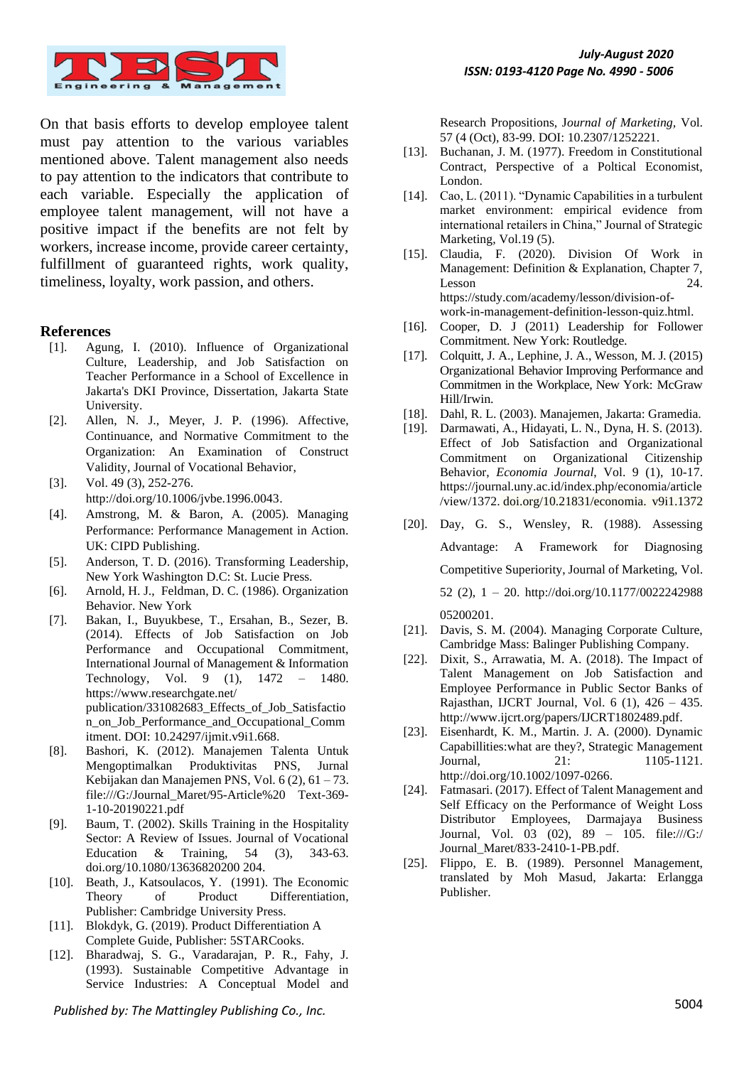On that basis efforts to develop employee talent must pay attention to the various variables mentioned above. Talent management also needs to pay attention to the indicators that contribute to each variable. Especially the application of employee talent management, will not have a positive impact if the benefits are not felt by workers, increase income, provide career certainty, fulfillment of guaranteed rights, work quality, timeliness, loyalty, work passion, and others.

## References

[1]. Agung, I. (2010). Influence of Organizational Culture, Leadership, and Job Satisfaction on Teacher Performance in a School of Excellence in Jakarta's DKI Province, Dissertation, Jakarta State University.

[2]. Allen, N. J., Meyer, J. P. (1996). Affective, Continuance, and Normative Commitment to the Organization: An Examination of Construct Validity, Journal of Vocational Behavior,

[3]. Vol. 49 (3), 252-276. http://doi.org/10.1006/jvbe.1996.0043.

[4]. Amstrong, M. & Baron, A. (2005). Managing Performance: Performance Management in Action. UK: CIPD Publishing.

[5]. Anderson, T. D. (2016). Transforming Leadership, New York Washington D.C: St. Lucie Press.

[6]. Arnold, H. J., Feldman, D. C. (1986). Organization Behavior. New York

[7]. Bakan, I., Buyukbese, T., Ersahan, B., Sezer, B. (2014). Effects of Job Satisfaction on Job Performance and Occupational Commitment, International Journal of Management & Information Technology, Vol. 9 (1), 1472 – 1480. https://www.researchgate.net/publication/331082683_Effects_of_Job_Satisfaction_on_Job_Performance_and_Occupational_Commitment. DOI: 10.24297/ijmit.v9i1.668.

[8]. Bashori, K. (2012). Manajemen Talenta Untuk Mengoptimalkan Produktivitas PNS, Jurnal Kebijakan dan Manajemen PNS, Vol. 6 (2), 61 – 73. file:///G:/Journal_Maret/95-Article%20 Text-369-1-10-20190221.pdf

[9]. Baum, T. (2002). Skills Training in the Hospitality Sector: A Review of Issues. Journal of Vocational Education & Training, 54 (3), 343-63. doi.org/10.1080/13636820200 204.

[10]. Beath, J., Katsoulacos, Y. (1991). The Economic Theory of Product Differentiation, Publisher: Cambridge University Press.

[11]. Blokdyk, G. (2019). Product Differentiation A Complete Guide, Publisher: 5STARCooks.

[12]. Bharadwaj, S. G., Varadarajan, P. R., Fahy, J. (1993). Sustainable Competitive Advantage in Service Industries: A Conceptual Model and Research Propositions, *Journal of Marketing*, Vol. 57 (4 (Oct), 83-99. DOI: 10.2307/1252221.

[13]. Buchanan, J. M. (1977). Freedom in Constitutional Contract, Perspective of a Poltical Economist, London.

[14]. Cao, L. (2011). "Dynamic Capabilities in a turbulent market environment: empirical evidence from international retailers in China," Journal of Strategic Marketing, Vol.19 (5).

[15]. Claudia, F. (2020). Division Of Work in Management: Definition & Explanation, Chapter 7, Lesson 24. https://study.com/academy/lesson/division-of-work-in-management-definition-lesson-quiz.html.

[16]. Cooper, D. J (2011) Leadership for Follower Commitment. New York: Routledge.

[17]. Colquitt, J. A., Lephine, J. A., Wesson, M. J. (2015) Organizational Behavior Improving Performance and Commitmen in the Workplace, New York: McGraw Hill/Irwin.

[18]. Dahl, R. L. (2003). Manajemen, Jakarta: Gramedia.

[19]. Darmawati, A., Hidayati, L. N., Dyna, H. S. (2013). Effect of Job Satisfaction and Organizational Commitment on Organizational Citizenship Behavior, *Economia Journal*, Vol. 9 (1), 10-17. https://journal.uny.ac.id/index.php/economia/article/view/1372. doi.org/10.21831/economia. v9i1.1372

[20]. Day, G. S., Wensley, R. (1988). Assessing Advantage: A Framework for Diagnosing Competitive Superiority, Journal of Marketing, Vol. 52 (2), 1 – 20. http://doi.org/10.1177/002224298805200201.

[21]. Davis, S. M. (2004). Managing Corporate Culture, Cambridge Mass: Balinger Publishing Company.

[22]. Dixit, S., Arrawatia, M. A. (2018). The Impact of Talent Management on Job Satisfaction and Employee Performance in Public Sector Banks of Rajasthan, IJCRT Journal, Vol. 6 (1), 426 – 435. http://www.ijcrt.org/papers/IJCRT1802489.pdf.

[23]. Eisenhardt, K. M., Martin. J. A. (2000). Dynamic Capabillities:what are they?, Strategic Management Journal, 21: 1105-1121. http://doi.org/10.1002/1097-0266.

[24]. Fatmasari. (2017). Effect of Talent Management and Self Efficacy on the Performance of Weight Loss Distributor Employees, Darmajaya Business Journal, Vol. 03 (02), 89 – 105. file:///G:/Journal_Maret/833-2410-1-PB.pdf.

[25]. Flippo, E. B. (1989). Personnel Management, translated by Moh Masud, Jakarta: Erlangga Publisher.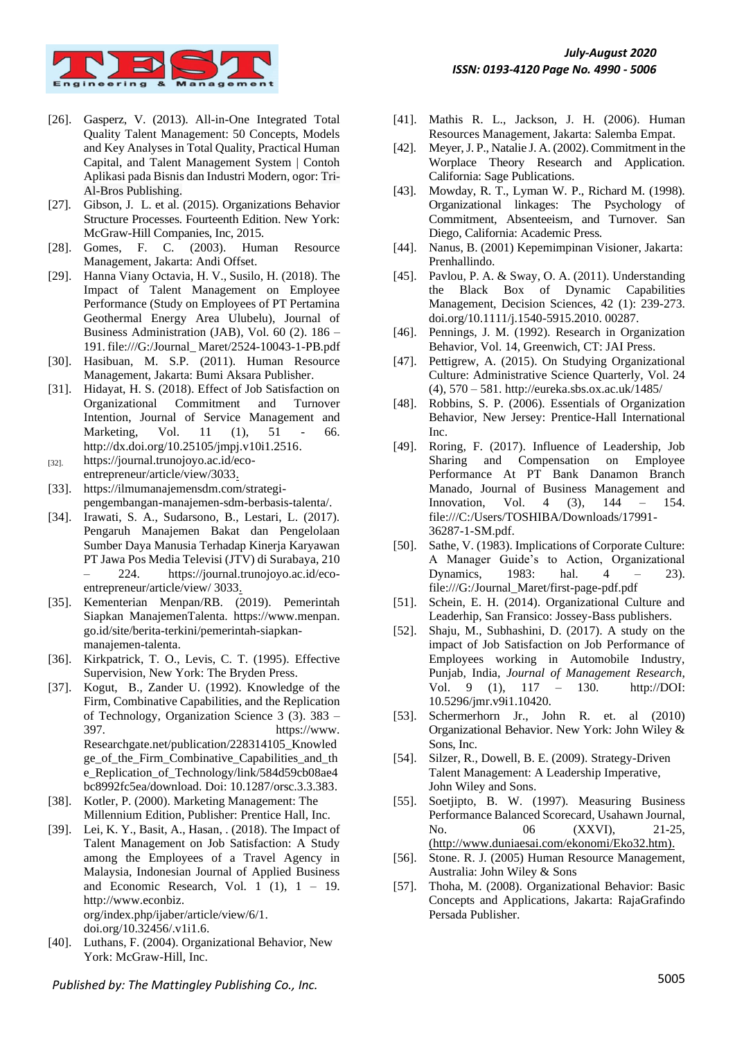- [26]. Gasperz, V. (2013). All-in-One Integrated Total Quality Talent Management: 50 Concepts, Models and Key Analyses in Total Quality, Practical Human Capital, and Talent Management System | Contoh Aplikasi pada Bisnis dan Industri Modern, ogor: Tri-Al-Bros Publishing.
- [27]. Gibson, J. L. et al. (2015). Organizations Behavior Structure Processes. Fourteenth Edition. New York: McGraw-Hill Companies, Inc, 2015.
- [28]. Gomes, F. C. (2003). Human Resource Management, Jakarta: Andi Offset.
- [29]. Hanna Viany Octavia, H. V., Susilo, H. (2018). The Impact of Talent Management on Employee Performance (Study on Employees of PT Pertamina Geothermal Energy Area Ulubelu), Journal of Business Administration (JAB), Vol. 60 (2). 186 – 191. file:///G:/Journal_ Maret/2524-10043-1-PB.pdf
- [30]. Hasibuan, M. S.P. (2011). Human Resource Management, Jakarta: Bumi Aksara Publisher.
- [31]. Hidayat, H. S. (2018). Effect of Job Satisfaction on Organizational Commitment and Turnover Intention, Journal of Service Management and Marketing, Vol. 11 (1), 51 - 66. http://dx.doi.org/10.25105/jmpj.v10i1.2516.
- [32]. https://journal.trunojoyo.ac.id/eco-entrepreneur/article/view/3033.
- [33]. https://ilmumanajemensdm.com/strategi-pengembangan-manajemen-sdm-berbasis-talenta/.
- [34]. Irawati, S. A., Sudarsono, B., Lestari, L. (2017). Pengaruh Manajemen Bakat dan Pengelolaan Sumber Daya Manusia Terhadap Kinerja Karyawan PT Jawa Pos Media Televisi (JTV) di Surabaya, 210 – 224. https://journal.trunojoyo.ac.id/eco-entrepreneur/article/view/ 3033.
- [35]. Kementerian Menpan/RB. (2019). Pemerintah Siapkan ManajemenTalenta. https://www.menpan.go.id/site/berita-terkini/pemerintah-siapkan-manajemen-talenta.
- [36]. Kirkpatrick, T. O., Levis, C. T. (1995). Effective Supervision, New York: The Bryden Press.
- [37]. Kogut, B., Zander U. (1992). Knowledge of the Firm, Combinative Capabilities, and the Replication of Technology, Organization Science 3 (3). 383 – 397. https://www.Researchgate.net/publication/228314105_Knowledge_of_the_Firm_Combinative_Capabilities_and_the_Replication_of_Technology/link/584d59cb08ae4bc8992fc5ea/download. Doi: 10.1287/orsc.3.3.383.
- [38]. Kotler, P. (2000). Marketing Management: The Millennium Edition, Publisher: Prentice Hall, Inc.
- [39]. Lei, K. Y., Basit, A., Hasan, . (2018). The Impact of Talent Management on Job Satisfaction: A Study among the Employees of a Travel Agency in Malaysia, Indonesian Journal of Applied Business and Economic Research, Vol. 1 (1), 1 – 19. http://www.econbiz.org/index.php/ijaber/article/view/6/1. doi.org/10.32456/.v1i1.6.
- [40]. Luthans, F. (2004). Organizational Behavior, New York: McGraw-Hill, Inc.
- [41]. Mathis R. L., Jackson, J. H. (2006). Human Resources Management, Jakarta: Salemba Empat.
- [42]. Meyer, J. P., Natalie J. A. (2002). Commitment in the Worplace Theory Research and Application. California: Sage Publications.
- [43]. Mowday, R. T., Lyman W. P., Richard M. (1998). Organizational linkages: The Psychology of Commitment, Absenteeism, and Turnover. San Diego, California: Academic Press.
- [44]. Nanus, B. (2001) Kepemimpinan Visioner, Jakarta: Prenhallindo.
- [45]. Pavlou, P. A. & Sway, O. A. (2011). Understanding the Black Box of Dynamic Capabilities Management, Decision Sciences, 42 (1): 239-273. doi.org/10.1111/j.1540-5915.2010. 00287.
- [46]. Pennings, J. M. (1992). Research in Organization Behavior, Vol. 14, Greenwich, CT: JAI Press.
- [47]. Pettigrew, A. (2015). On Studying Organizational Culture: Administrative Science Quarterly, Vol. 24 (4), 570 – 581. http://eureka.sbs.ox.ac.uk/1485/
- [48]. Robbins, S. P. (2006). Essentials of Organization Behavior, New Jersey: Prentice-Hall International Inc.
- [49]. Roring, F. (2017). Influence of Leadership, Job Sharing and Compensation on Employee Performance At PT Bank Danamon Branch Manado, Journal of Business Management and Innovation, Vol. 4 (3), 144 – 154. file:///C:/Users/TOSHIBA/Downloads/17991-36287-1-SM.pdf.
- [50]. Sathe, V. (1983). Implications of Corporate Culture: A Manager Guide's to Action, Organizational Dynamics, 1983: hal. 4 – 23). file:///G:/Journal_Maret/first-page-pdf.pdf
- [51]. Schein, E. H. (2014). Organizational Culture and Leaderhip, San Fransico: Jossey-Bass publishers.
- [52]. Shaju, M., Subhashini, D. (2017). A study on the impact of Job Satisfaction on Job Performance of Employees working in Automobile Industry, Punjab, India, *Journal of Management Research*, Vol. 9 (1), 117 – 130. http://DOI: 10.5296/jmr.v9i1.10420.
- [53]. Schermerhorn Jr., John R. et. al (2010) Organizational Behavior. New York: John Wiley & Sons, Inc.
- [54]. Silzer, R., Dowell, B. E. (2009). Strategy-Driven Talent Management: A Leadership Imperative, John Wiley and Sons.
- [55]. Soetjipto, B. W. (1997). Measuring Business Performance Balanced Scorecard, Usahawn Journal, No. 06 (XXVI), 21-25, (http://www.duniaesai.com/ekonomi/Eko32.htm).
- [56]. Stone. R. J. (2005) Human Resource Management, Australia: John Wiley & Sons
- [57]. Thoha, M. (2008). Organizational Behavior: Basic Concepts and Applications, Jakarta: RajaGrafindo Persada Publisher.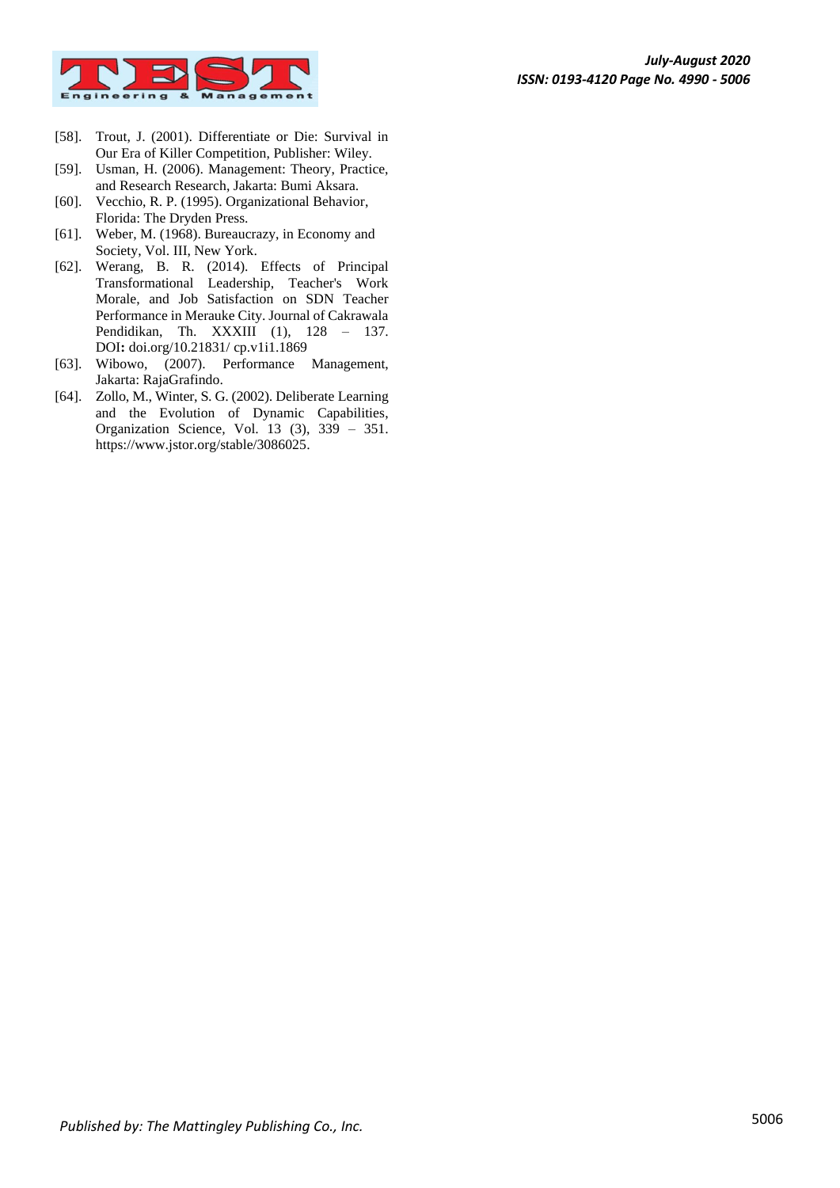[58]. Trout, J. (2001). Differentiate or Die: Survival in Our Era of Killer Competition, Publisher: Wiley.

[59]. Usman, H. (2006). Management: Theory, Practice, and Research Research, Jakarta: Bumi Aksara.

[60]. Vecchio, R. P. (1995). Organizational Behavior, Florida: The Dryden Press.

[61]. Weber, M. (1968). Bureaucrazy, in Economy and Society, Vol. III, New York.

[62]. Werang, B. R. (2014). Effects of Principal Transformational Leadership, Teacher's Work Morale, and Job Satisfaction on SDN Teacher Performance in Merauke City. Journal of Cakrawala Pendidikan, Th. XXXIII (1), 128 – 137. DOI**:** doi.org/10.21831/ cp.v1i1.1869

[63]. Wibowo, (2007). Performance Management, Jakarta: RajaGrafindo.

[64]. Zollo, M., Winter, S. G. (2002). Deliberate Learning and the Evolution of Dynamic Capabilities, Organization Science, Vol. 13 (3), 339 – 351. https://www.jstor.org/stable/3086025.